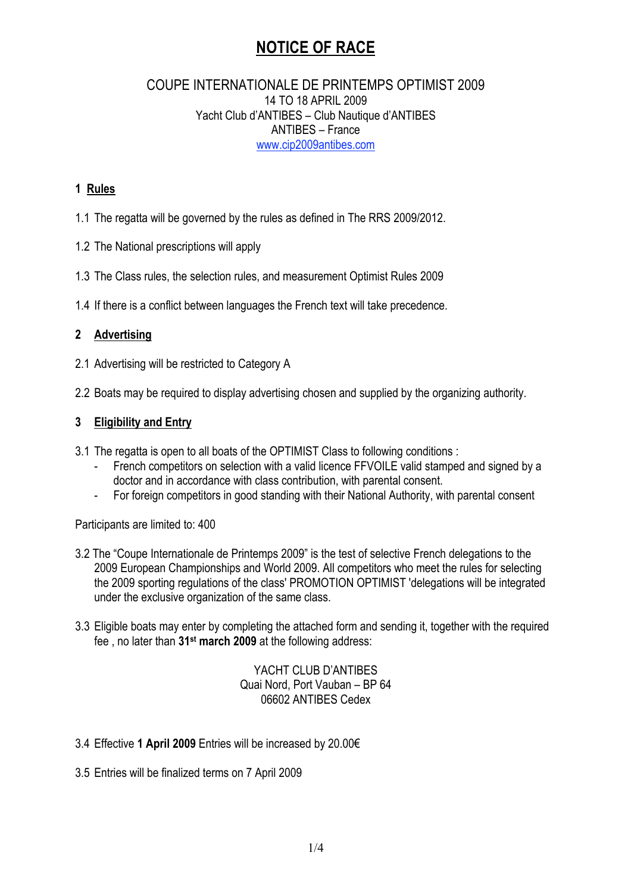# NOTICE OF RACE

COUPE INTERNATIONALE DE PRINTEMPS OPTIMIST 2009
14 TO 18 APRIL 2009
Yacht Club d'ANTIBES – Club Nautique d'ANTIBES
ANTIBES – France
www.cip2009antibes.com

## 1 Rules

1.1 The regatta will be governed by the rules as defined in The RRS 2009/2012.

1.2 The National prescriptions will apply

1.3 The Class rules, the selection rules, and measurement Optimist Rules 2009

1.4 If there is a conflict between languages the French text will take precedence.

## 2 Advertising

2.1 Advertising will be restricted to Category A

2.2 Boats may be required to display advertising chosen and supplied by the organizing authority.

## 3 Eligibility and Entry

3.1 The regatta is open to all boats of the OPTIMIST Class to following conditions :

- French competitors on selection with a valid licence FFVOILE valid stamped and signed by a doctor and in accordance with class contribution, with parental consent.
- For foreign competitors in good standing with their National Authority, with parental consent

Participants are limited to: 400

3.2 The "Coupe Internationale de Printemps 2009" is the test of selective French delegations to the 2009 European Championships and World 2009. All competitors who meet the rules for selecting the 2009 sporting regulations of the class' PROMOTION OPTIMIST 'delegations will be integrated under the exclusive organization of the same class.

3.3 Eligible boats may enter by completing the attached form and sending it, together with the required fee , no later than **31st march 2009** at the following address:

YACHT CLUB D'ANTIBES
Quai Nord, Port Vauban – BP 64
06602 ANTIBES Cedex

3.4 Effective **1 April 2009** Entries will be increased by 20.00€

3.5 Entries will be finalized terms on 7 April 2009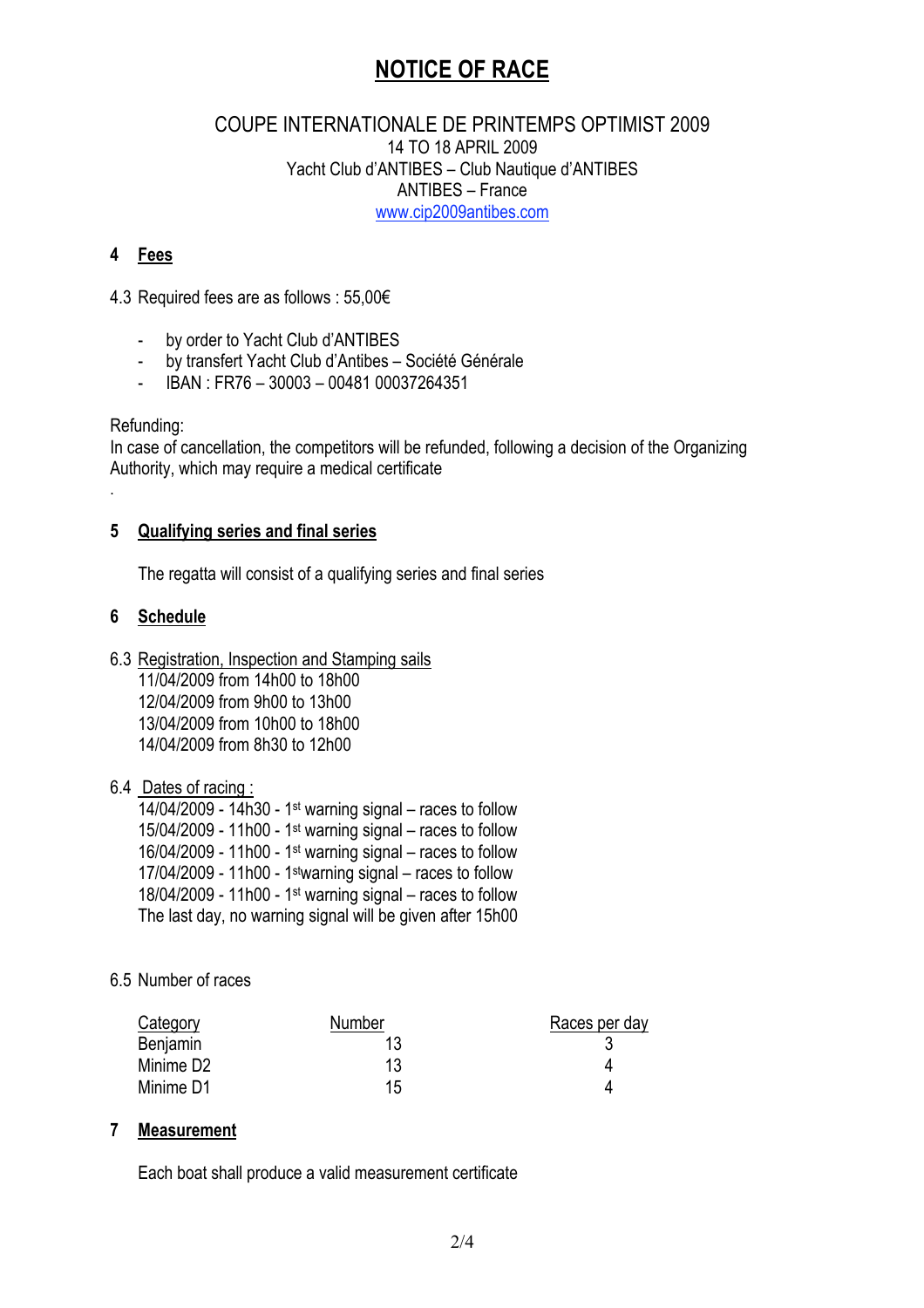# NOTICE OF RACE

COUPE INTERNATIONALE DE PRINTEMPS OPTIMIST 2009
14 TO 18 APRIL 2009
Yacht Club d'ANTIBES – Club Nautique d'ANTIBES
ANTIBES – France
www.cip2009antibes.com

## 4 Fees

4.3 Required fees are as follows : 55,00€

- by order to Yacht Club d'ANTIBES
- by transfert Yacht Club d'Antibes – Société Générale
- IBAN : FR76 – 30003 – 00481 00037264351

Refunding:
In case of cancellation, the competitors will be refunded, following a decision of the Organizing Authority, which may require a medical certificate

.

## 5 Qualifying series and final series

The regatta will consist of a qualifying series and final series

## 6 Schedule

6.3 Registration, Inspection and Stamping sails
11/04/2009 from 14h00 to 18h00
12/04/2009 from 9h00 to 13h00
13/04/2009 from 10h00 to 18h00
14/04/2009 from 8h30 to 12h00

6.4 Dates of racing :
14/04/2009 - 14h30 - 1st warning signal – races to follow
15/04/2009 - 11h00 - 1st warning signal – races to follow
16/04/2009 - 11h00 - 1st warning signal – races to follow
17/04/2009 - 11h00 - 1st warning signal – races to follow
18/04/2009 - 11h00 - 1st warning signal – races to follow
The last day, no warning signal will be given after 15h00

6.5 Number of races

| Category | Number | Races per day |
|---|---|---|
| Benjamin | 13 | 3 |
| Minime D2 | 13 | 4 |
| Minime D1 | 15 | 4 |

## 7 Measurement

Each boat shall produce a valid measurement certificate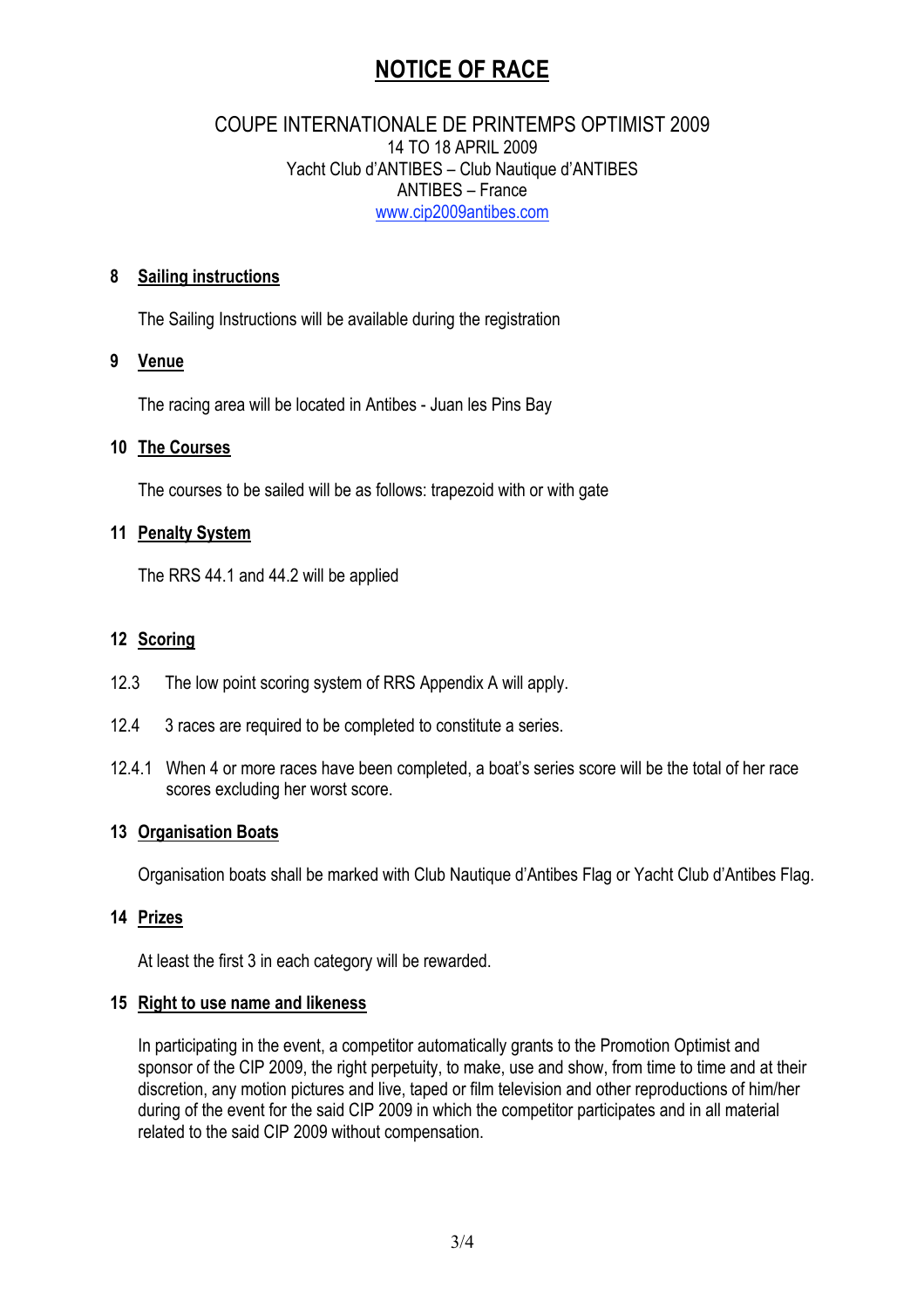# NOTICE OF RACE

COUPE INTERNATIONALE DE PRINTEMPS OPTIMIST 2009
14 TO 18 APRIL 2009
Yacht Club d'ANTIBES – Club Nautique d'ANTIBES
ANTIBES – France
www.cip2009antibes.com

## 8 Sailing instructions

The Sailing Instructions will be available during the registration

## 9 Venue

The racing area will be located in Antibes - Juan les Pins Bay

## 10 The Courses

The courses to be sailed will be as follows: trapezoid with or with gate

## 11 Penalty System

The RRS 44.1 and 44.2 will be applied

## 12 Scoring

12.3 The low point scoring system of RRS Appendix A will apply.

12.4 3 races are required to be completed to constitute a series.

12.4.1 When 4 or more races have been completed, a boat's series score will be the total of her race scores excluding her worst score.

## 13 Organisation Boats

Organisation boats shall be marked with Club Nautique d'Antibes Flag or Yacht Club d'Antibes Flag.

## 14 Prizes

At least the first 3 in each category will be rewarded.

## 15 Right to use name and likeness

In participating in the event, a competitor automatically grants to the Promotion Optimist and sponsor of the CIP 2009, the right perpetuity, to make, use and show, from time to time and at their discretion, any motion pictures and live, taped or film television and other reproductions of him/her during of the event for the said CIP 2009 in which the competitor participates and in all material related to the said CIP 2009 without compensation.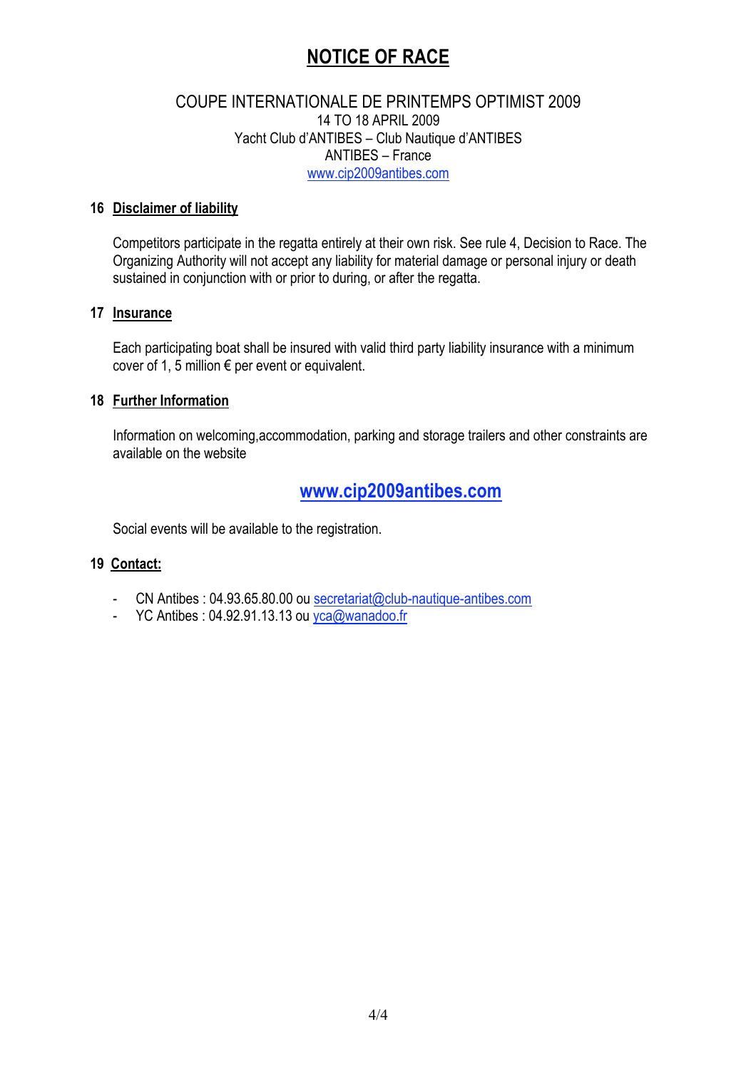# NOTICE OF RACE

COUPE INTERNATIONALE DE PRINTEMPS OPTIMIST 2009
14 TO 18 APRIL 2009
Yacht Club d'ANTIBES – Club Nautique d'ANTIBES
ANTIBES – France
www.cip2009antibes.com

## 16 Disclaimer of liability

Competitors participate in the regatta entirely at their own risk. See rule 4, Decision to Race. The Organizing Authority will not accept any liability for material damage or personal injury or death sustained in conjunction with or prior to during, or after the regatta.

## 17 Insurance

Each participating boat shall be insured with valid third party liability insurance with a minimum cover of 1, 5 million € per event or equivalent.

## 18 Further Information

Information on welcoming,accommodation, parking and storage trailers and other constraints are available on the website

**www.cip2009antibes.com**

Social events will be available to the registration.

## 19 Contact:

- CN Antibes : 04.93.65.80.00 ou secretariat@club-nautique-antibes.com
- YC Antibes : 04.92.91.13.13 ou yca@wanadoo.fr